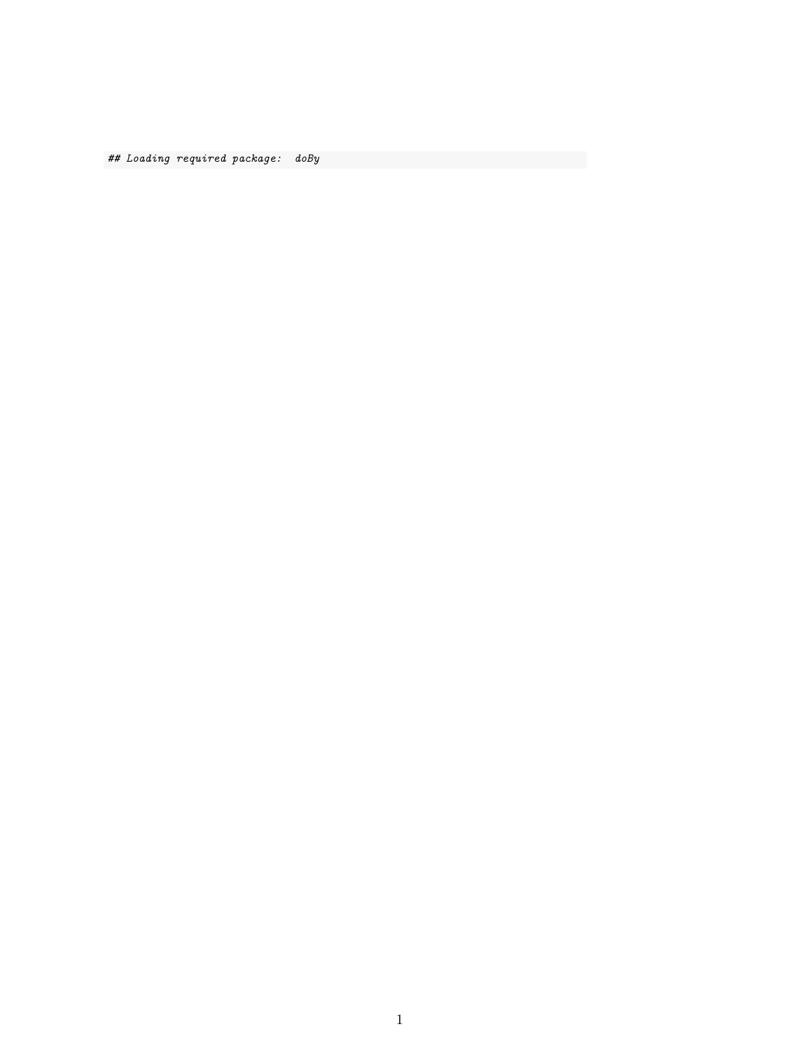```
## Loading required package:  doBy
```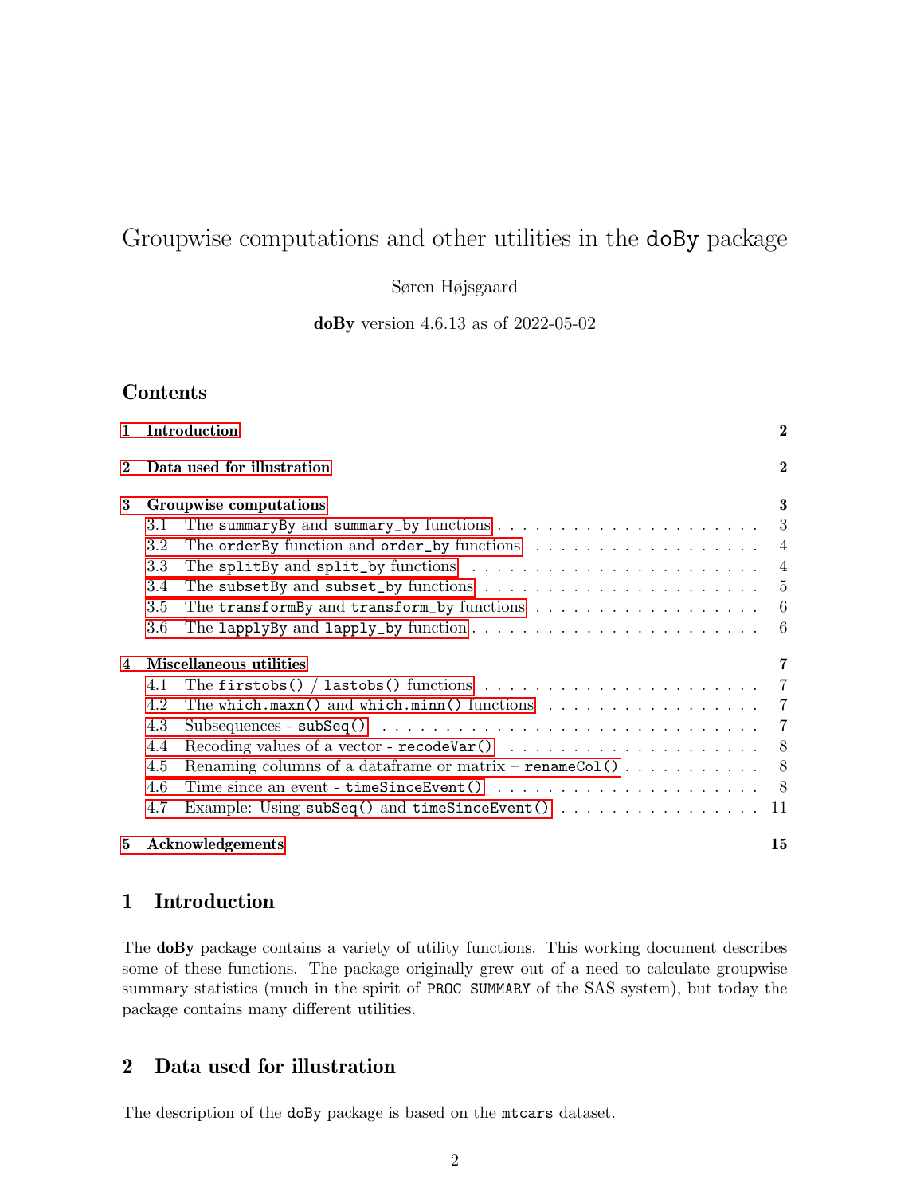# Groupwise computations and other utilities in the doBy package

Søren Højsgaard

**doBy** version 4.6.13 as of 2022-05-02

## Contents

**1 Introduction** — 2

**2 Data used for illustration** — 2

**3 Groupwise computations** — 3

- 3.1 The summaryBy and summary_by functions — 3
- 3.2 The orderBy function and order_by functions — 4
- 3.3 The splitBy and split_by functions — 4
- 3.4 The subsetBy and subset_by functions — 5
- 3.5 The transformBy and transform_by functions — 6
- 3.6 The lapplyBy and lapply_by function — 6

**4 Miscellaneous utilities** — 7

- 4.1 The firstobs() / lastobs() functions — 7
- 4.2 The which.maxn() and which.minn() functions — 7
- 4.3 Subsequences - subSeq() — 7
- 4.4 Recoding values of a vector - recodeVar() — 8
- 4.5 Renaming columns of a dataframe or matrix – renameCol() — 8
- 4.6 Time since an event - timeSinceEvent() — 8
- 4.7 Example: Using subSeq() and timeSinceEvent() — 11

**5 Acknowledgements** — 15

## 1 Introduction

The **doBy** package contains a variety of utility functions. This working document describes some of these functions. The package originally grew out of a need to calculate groupwise summary statistics (much in the spirit of PROC SUMMARY of the SAS system), but today the package contains many different utilities.

## 2 Data used for illustration

The description of the doBy package is based on the mtcars dataset.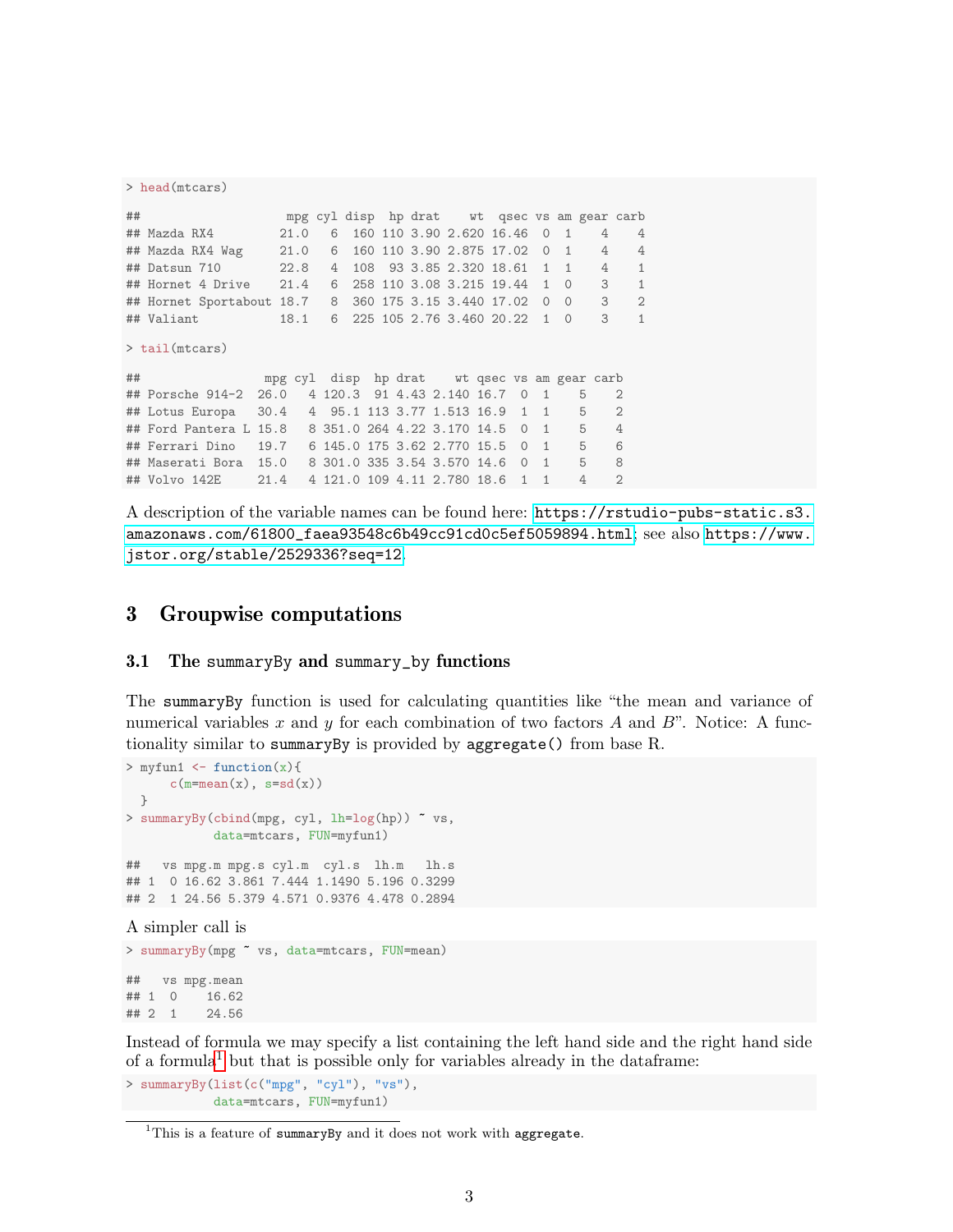```
> head(mtcars)

##                    mpg cyl disp  hp drat    wt  qsec vs am gear carb
## Mazda RX4         21.0   6  160 110 3.90 2.620 16.46  0  1    4    4
## Mazda RX4 Wag     21.0   6  160 110 3.90 2.875 17.02  0  1    4    4
## Datsun 710        22.8   4  108  93 3.85 2.320 18.61  1  1    4    1
## Hornet 4 Drive    21.4   6  258 110 3.08 3.215 19.44  1  0    3    1
## Hornet Sportabout 18.7   8  360 175 3.15 3.440 17.02  0  0    3    2
## Valiant           18.1   6  225 105 2.76 3.460 20.22  1  0    3    1

> tail(mtcars)

##                 mpg cyl  disp  hp drat    wt qsec vs am gear carb
## Porsche 914-2  26.0   4 120.3  91 4.43 2.140 16.7  0  1    5    2
## Lotus Europa   30.4   4  95.1 113 3.77 1.513 16.9  1  1    5    2
## Ford Pantera L 15.8   8 351.0 264 4.22 3.170 14.5  0  1    5    4
## Ferrari Dino   19.7   6 145.0 175 3.62 2.770 15.5  0  1    5    6
## Maserati Bora  15.0   8 301.0 335 3.54 3.570 14.6  0  1    5    8
## Volvo 142E     21.4   4 121.0 109 4.11 2.780 18.6  1  1    4    2
```

A description of the variable names can be found here: `https://rstudio-pubs-static.s3.amazonaws.com/61800_faea93548c6b49cc91cd0c5ef5059894.html`; see also `https://www.jstor.org/stable/2529336?seq=12`.

## 3 Groupwise computations

### 3.1 The `summaryBy` and `summary_by` functions

The `summaryBy` function is used for calculating quantities like "the mean and variance of numerical variables $x$ and $y$ for each combination of two factors $A$ and $B$". Notice: A functionality similar to `summaryBy` is provided by `aggregate()` from base R.

```
> myfun1 <- function(x){
      c(m=mean(x), s=sd(x))
  }
> summaryBy(cbind(mpg, cyl, lh=log(hp)) ~ vs,
            data=mtcars, FUN=myfun1)

##   vs mpg.m mpg.s cyl.m  cyl.s  lh.m   lh.s
## 1  0 16.62 3.861 7.444 1.1490 5.196 0.3299
## 2  1 24.56 5.379 4.571 0.9376 4.478 0.2894
```

A simpler call is

```
> summaryBy(mpg ~ vs, data=mtcars, FUN=mean)

##   vs mpg.mean
## 1  0    16.62
## 2  1    24.56
```

Instead of formula we may specify a list containing the left hand side and the right hand side of a formula[1] but that is possible only for variables already in the dataframe:

```
> summaryBy(list(c("mpg", "cyl"), "vs"),
            data=mtcars, FUN=myfun1)
```

[1] This is a feature of `summaryBy` and it does not work with `aggregate`.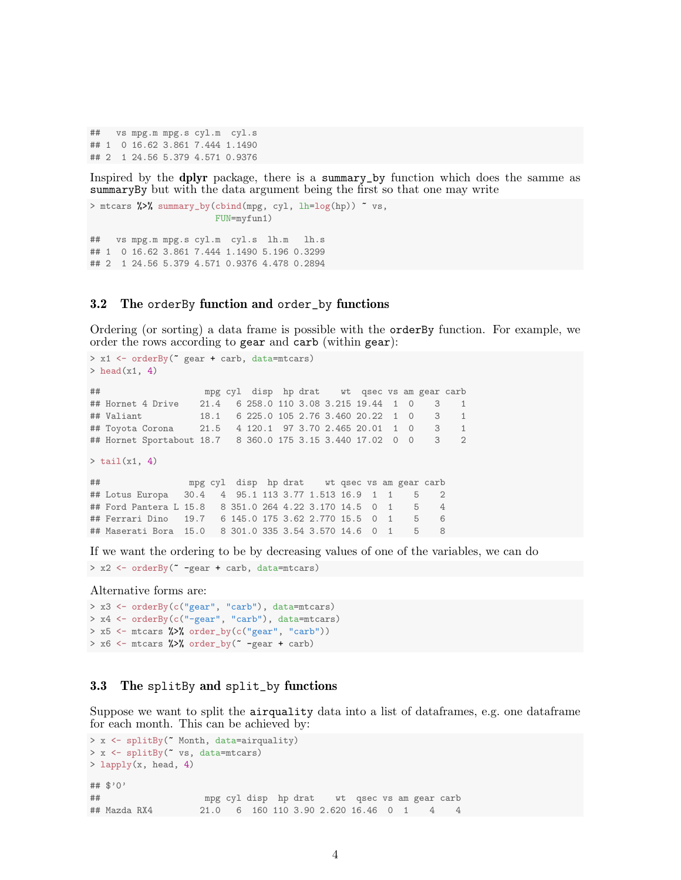```
##   vs mpg.m mpg.s cyl.m  cyl.s
## 1  0 16.62 3.861 7.444 1.1490
## 2  1 24.56 5.379 4.571 0.9376
```

Inspired by the **dplyr** package, there is a `summary_by` function which does the samme as `summaryBy` but with the data argument being the first so that one may write

```
> mtcars %>% summary_by(cbind(mpg, cyl, lh=log(hp)) ~ vs,
                       FUN=myfun1)

##   vs mpg.m mpg.s cyl.m  cyl.s  lh.m   lh.s
## 1  0 16.62 3.861 7.444 1.1490 5.196 0.3299
## 2  1 24.56 5.379 4.571 0.9376 4.478 0.2894
```

### 3.2 The `orderBy` function and `order_by` functions

Ordering (or sorting) a data frame is possible with the `orderBy` function. For example, we order the rows according to `gear` and `carb` (within `gear`):

```
> x1 <- orderBy(~ gear + carb, data=mtcars)
> head(x1, 4)

##                    mpg cyl  disp  hp drat    wt  qsec vs am gear carb
## Hornet 4 Drive    21.4   6 258.0 110 3.08 3.215 19.44  1  0    3    1
## Valiant           18.1   6 225.0 105 2.76 3.460 20.22  1  0    3    1
## Toyota Corona     21.5   4 120.1  97 3.70 2.465 20.01  1  0    3    1
## Hornet Sportabout 18.7   8 360.0 175 3.15 3.440 17.02  0  0    3    2

> tail(x1, 4)

##                 mpg cyl  disp  hp drat    wt qsec vs am gear carb
## Lotus Europa   30.4   4  95.1 113 3.77 1.513 16.9  1  1    5    2
## Ford Pantera L 15.8   8 351.0 264 4.22 3.170 14.5  0  1    5    4
## Ferrari Dino   19.7   6 145.0 175 3.62 2.770 15.5  0  1    5    6
## Maserati Bora  15.0   8 301.0 335 3.54 3.570 14.6  0  1    5    8
```

If we want the ordering to be by decreasing values of one of the variables, we can do

```
> x2 <- orderBy(~ -gear + carb, data=mtcars)
```

Alternative forms are:

```
> x3 <- orderBy(c("gear", "carb"), data=mtcars)
> x4 <- orderBy(c("-gear", "carb"), data=mtcars)
> x5 <- mtcars %>% order_by(c("gear", "carb"))
> x6 <- mtcars %>% order_by(~ -gear + carb)
```

### 3.3 The `splitBy` and `split_by` functions

Suppose we want to split the `airquality` data into a list of dataframes, e.g. one dataframe for each month. This can be achieved by:

```
> x <- splitBy(~ Month, data=airquality)
> x <- splitBy(~ vs, data=mtcars)
> lapply(x, head, 4)

## $'0'
##                    mpg cyl disp  hp drat    wt  qsec vs am gear carb
## Mazda RX4         21.0   6  160 110 3.90 2.620 16.46  0  1    4    4
```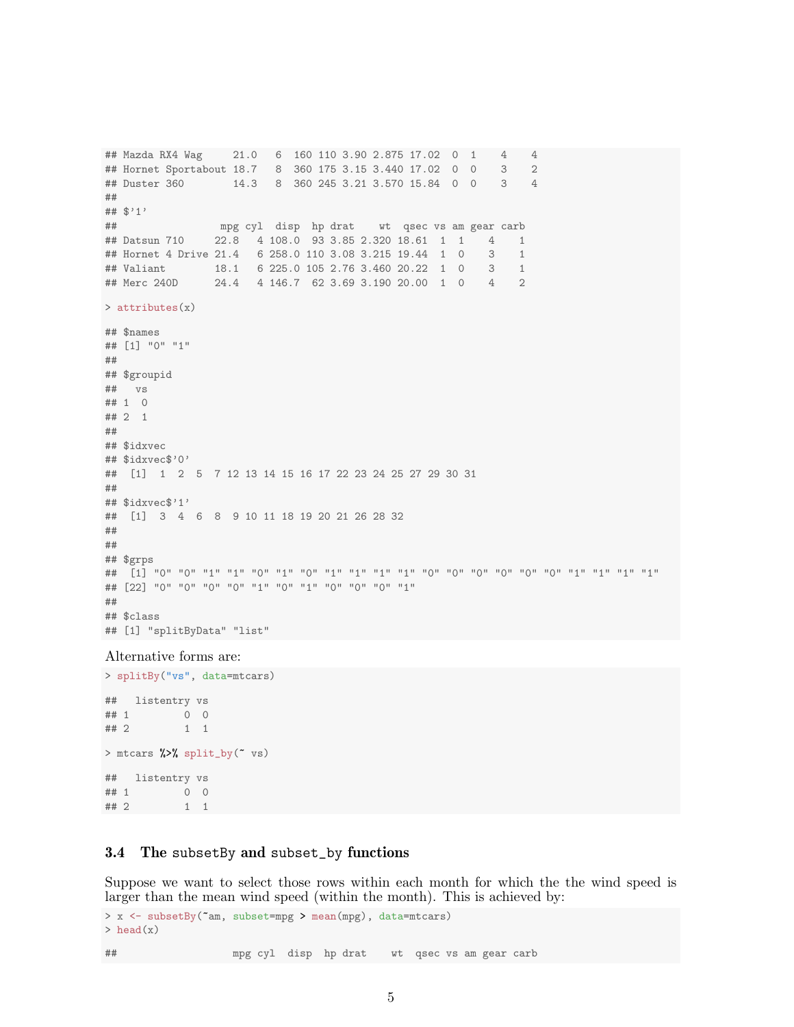```
## Mazda RX4 Wag     21.0   6  160 110 3.90 2.875 17.02  0  1    4    4
## Hornet Sportabout 18.7   8  360 175 3.15 3.440 17.02  0  0    3    2
## Duster 360        14.3   8  360 245 3.21 3.570 15.84  0  0    3    4
##
## $'1'
##                 mpg cyl  disp  hp drat    wt  qsec vs am gear carb
## Datsun 710     22.8   4 108.0  93 3.85 2.320 18.61  1  1    4    1
## Hornet 4 Drive 21.4   6 258.0 110 3.08 3.215 19.44  1  0    3    1
## Valiant        18.1   6 225.0 105 2.76 3.460 20.22  1  0    3    1
## Merc 240D      24.4   4 146.7  62 3.69 3.190 20.00  1  0    4    2
```

```
> attributes(x)
```

```
## $names
## [1] "0" "1"
##
## $groupid
##   vs
## 1  0
## 2  1
##
## $idxvec
## $idxvec$'0'
##  [1]  1  2  5  7 12 13 14 15 16 17 22 23 24 25 27 29 30 31
##
## $idxvec$'1'
##  [1]  3  4  6  8  9 10 11 18 19 20 21 26 28 32
##
##
## $grps
##  [1] "0" "0" "1" "1" "0" "1" "0" "1" "1" "1" "1" "0" "0" "0" "0" "0" "0" "1" "1" "1" "1"
## [22] "0" "0" "0" "0" "1" "0" "1" "0" "0" "0" "1"
##
## $class
## [1] "splitByData" "list"
```

Alternative forms are:

```
> splitBy("vs", data=mtcars)
```

```
##   listentry vs
## 1         0  0
## 2         1  1
```

```
> mtcars %>% split_by(~ vs)
```

```
##   listentry vs
## 1         0  0
## 2         1  1
```

### 3.4 The `subsetBy` and `subset_by` functions

Suppose we want to select those rows within each month for which the the wind speed is larger than the mean wind speed (within the month). This is achieved by:

```
> x <- subsetBy(~am, subset=mpg > mean(mpg), data=mtcars)
> head(x)
```

```
##                   mpg cyl  disp  hp drat    wt  qsec vs am gear carb
```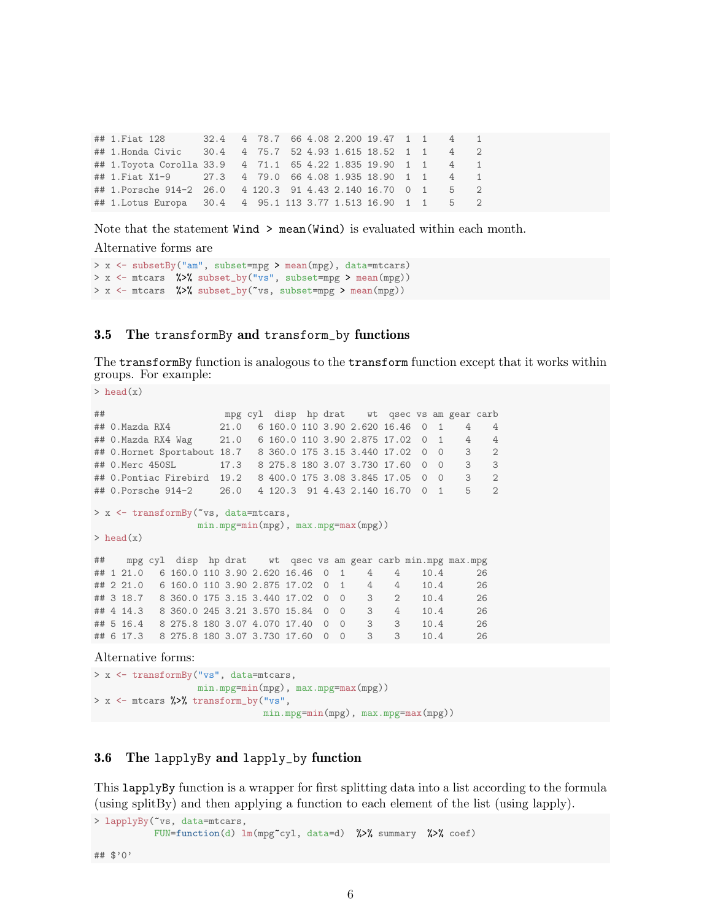```
## 1.Fiat 128       32.4   4  78.7  66 4.08 2.200 19.47  1  1    4    1
## 1.Honda Civic    30.4   4  75.7  52 4.93 1.615 18.52  1  1    4    2
## 1.Toyota Corolla 33.9   4  71.1  65 4.22 1.835 19.90  1  1    4    1
## 1.Fiat X1-9      27.3   4  79.0  66 4.08 1.935 18.90  1  1    4    1
## 1.Porsche 914-2  26.0   4 120.3  91 4.43 2.140 16.70  0  1    5    2
## 1.Lotus Europa   30.4   4  95.1 113 3.77 1.513 16.90  1  1    5    2
```

Note that the statement `Wind > mean(Wind)` is evaluated within each month.

Alternative forms are

```
> x <- subsetBy("am", subset=mpg > mean(mpg), data=mtcars)
> x <- mtcars  %>% subset_by("vs", subset=mpg > mean(mpg))
> x <- mtcars  %>% subset_by(~vs, subset=mpg > mean(mpg))
```

### 3.5 The transformBy and transform_by functions

The `transformBy` function is analogous to the `transform` function except that it works within groups. For example:

```
> head(x)

##                      mpg cyl  disp  hp drat    wt  qsec vs am gear carb
## 0.Mazda RX4         21.0   6 160.0 110 3.90 2.620 16.46  0  1    4    4
## 0.Mazda RX4 Wag     21.0   6 160.0 110 3.90 2.875 17.02  0  1    4    4
## 0.Hornet Sportabout 18.7   8 360.0 175 3.15 3.440 17.02  0  0    3    2
## 0.Merc 450SL        17.3   8 275.8 180 3.07 3.730 17.60  0  0    3    3
## 0.Pontiac Firebird  19.2   8 400.0 175 3.08 3.845 17.05  0  0    3    2
## 0.Porsche 914-2     26.0   4 120.3  91 4.43 2.140 16.70  0  1    5    2

> x <- transformBy(~vs, data=mtcars,
                   min.mpg=min(mpg), max.mpg=max(mpg))
> head(x)

##    mpg cyl  disp  hp drat    wt  qsec vs am gear carb min.mpg max.mpg
## 1 21.0   6 160.0 110 3.90 2.620 16.46  0  1    4    4    10.4      26
## 2 21.0   6 160.0 110 3.90 2.875 17.02  0  1    4    4    10.4      26
## 3 18.7   8 360.0 175 3.15 3.440 17.02  0  0    3    2    10.4      26
## 4 14.3   8 360.0 245 3.21 3.570 15.84  0  0    3    4    10.4      26
## 5 16.4   8 275.8 180 3.07 4.070 17.40  0  0    3    3    10.4      26
## 6 17.3   8 275.8 180 3.07 3.730 17.60  0  0    3    3    10.4      26
```

Alternative forms:

```
> x <- transformBy("vs", data=mtcars,
                   min.mpg=min(mpg), max.mpg=max(mpg))
> x <- mtcars %>% transform_by("vs",
                               min.mpg=min(mpg), max.mpg=max(mpg))
```

### 3.6 The lapplyBy and lapply_by function

This `lapplyBy` function is a wrapper for first splitting data into a list according to the formula (using splitBy) and then applying a function to each element of the list (using lapply).

```
> lapplyBy(~vs, data=mtcars,
           FUN=function(d) lm(mpg~cyl, data=d)  %>% summary  %>% coef)

## $'0'
```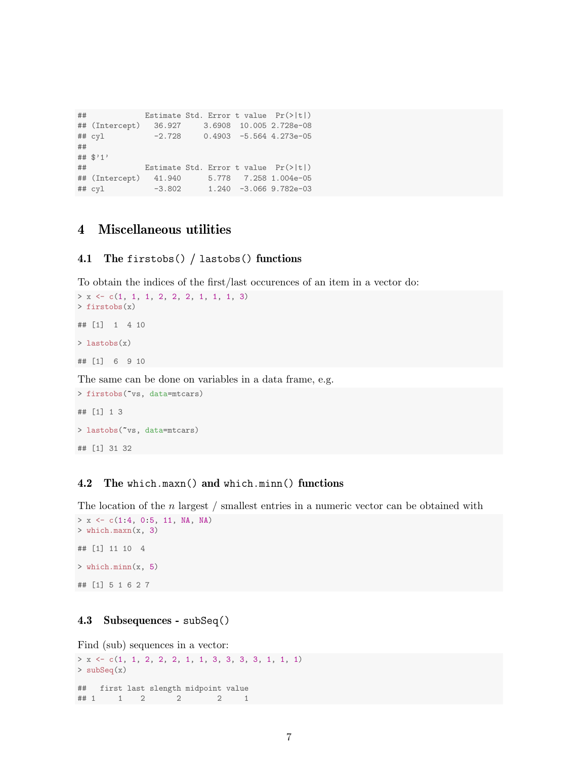```
##             Estimate Std. Error t value  Pr(>|t|)
## (Intercept)   36.927     3.6908  10.005 2.728e-08
## cyl           -2.728     0.4903  -5.564 4.273e-05
##
## $'1'
##             Estimate Std. Error t value  Pr(>|t|)
## (Intercept)   41.940      5.778   7.258 1.004e-05
## cyl           -3.802      1.240  -3.066 9.782e-03
```

# 4 Miscellaneous utilities

## 4.1 The `firstobs()` / `lastobs()` functions

To obtain the indices of the first/last occurences of an item in a vector do:

```
> x <- c(1, 1, 1, 2, 2, 2, 1, 1, 1, 3)
> firstobs(x)

## [1]  1  4 10

> lastobs(x)

## [1]  6  9 10
```

The same can be done on variables in a data frame, e.g.

```
> firstobs(~vs, data=mtcars)

## [1] 1 3

> lastobs(~vs, data=mtcars)

## [1] 31 32
```

## 4.2 The `which.maxn()` and `which.minn()` functions

The location of the $n$ largest / smallest entries in a numeric vector can be obtained with

```
> x <- c(1:4, 0:5, 11, NA, NA)
> which.maxn(x, 3)

## [1] 11 10  4

> which.minn(x, 5)

## [1] 5 1 6 2 7
```

## 4.3 Subsequences - `subSeq()`

Find (sub) sequences in a vector:

```
> x <- c(1, 1, 2, 2, 2, 1, 1, 3, 3, 3, 3, 1, 1, 1)
> subSeq(x)

##   first last slength midpoint value
## 1     1    2       2        2     1
```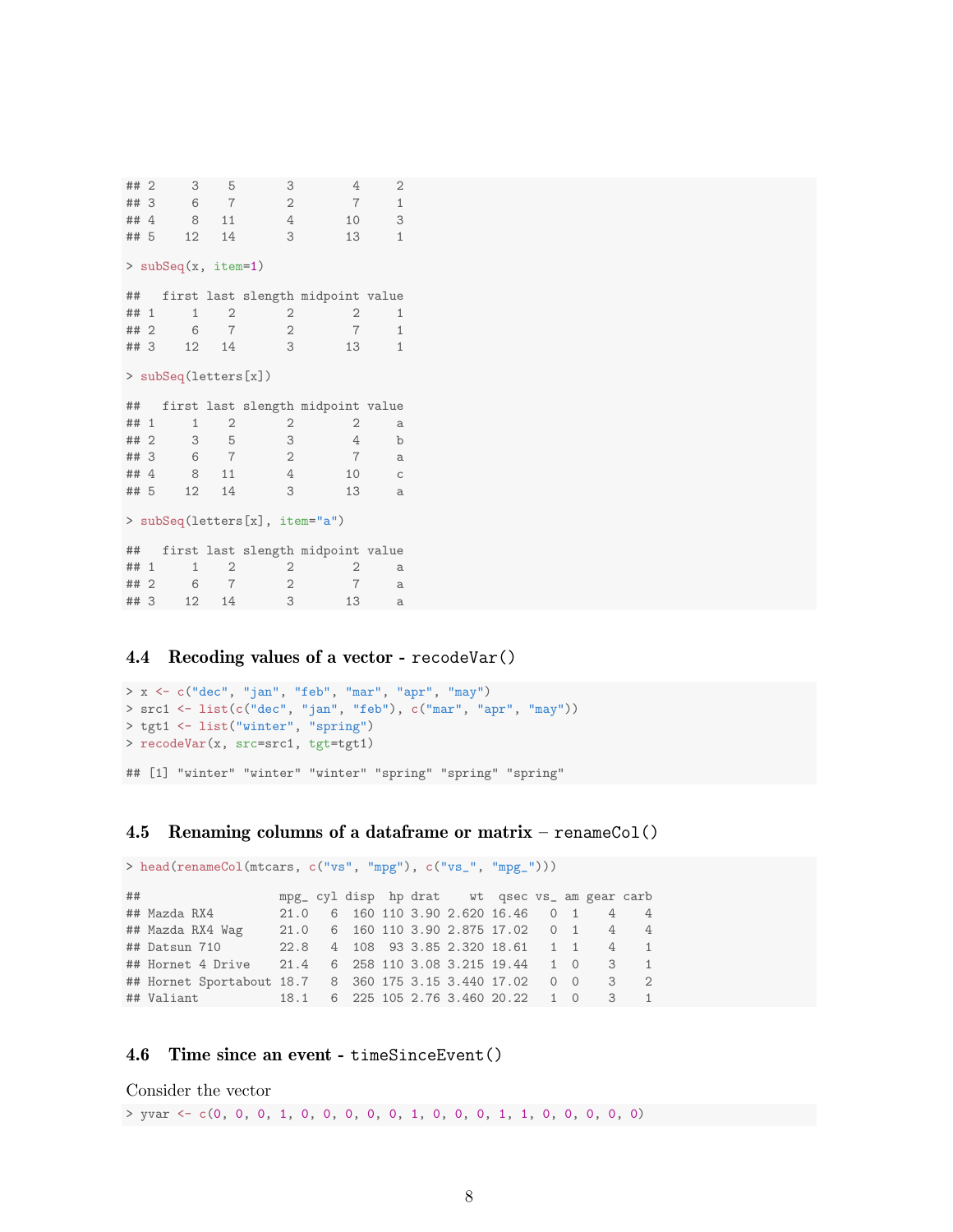```
## 2     3    5       3        4     2
## 3     6    7       2        7     1
## 4     8   11       4       10     3
## 5    12   14       3       13     1
```

```
> subSeq(x, item=1)
```

```
##   first last slength midpoint value
## 1     1    2       2        2     1
## 2     6    7       2        7     1
## 3    12   14       3       13     1
```

```
> subSeq(letters[x])
```

```
##   first last slength midpoint value
## 1     1    2       2        2     a
## 2     3    5       3        4     b
## 3     6    7       2        7     a
## 4     8   11       4       10     c
## 5    12   14       3       13     a
```

```
> subSeq(letters[x], item="a")
```

```
##   first last slength midpoint value
## 1     1    2       2        2     a
## 2     6    7       2        7     a
## 3    12   14       3       13     a
```

### 4.4 Recoding values of a vector - recodeVar()

```
> x <- c("dec", "jan", "feb", "mar", "apr", "may")
> src1 <- list(c("dec", "jan", "feb"), c("mar", "apr", "may"))
> tgt1 <- list("winter", "spring")
> recodeVar(x, src=src1, tgt=tgt1)
```

```
## [1] "winter" "winter" "winter" "spring" "spring" "spring"
```

### 4.5 Renaming columns of a dataframe or matrix – renameCol()

```
> head(renameCol(mtcars, c("vs", "mpg"), c("vs_", "mpg_")))
```

```
##                   mpg_ cyl disp  hp drat    wt  qsec vs_ am gear carb
## Mazda RX4         21.0   6  160 110 3.90 2.620 16.46   0  1    4    4
## Mazda RX4 Wag     21.0   6  160 110 3.90 2.875 17.02   0  1    4    4
## Datsun 710        22.8   4  108  93 3.85 2.320 18.61   1  1    4    1
## Hornet 4 Drive    21.4   6  258 110 3.08 3.215 19.44   1  0    3    1
## Hornet Sportabout 18.7   8  360 175 3.15 3.440 17.02   0  0    3    2
## Valiant           18.1   6  225 105 2.76 3.460 20.22   1  0    3    1
```

### 4.6 Time since an event - timeSinceEvent()

Consider the vector

```
> yvar <- c(0, 0, 0, 1, 0, 0, 0, 0, 0, 1, 0, 0, 0, 1, 1, 0, 0, 0, 0, 0)
```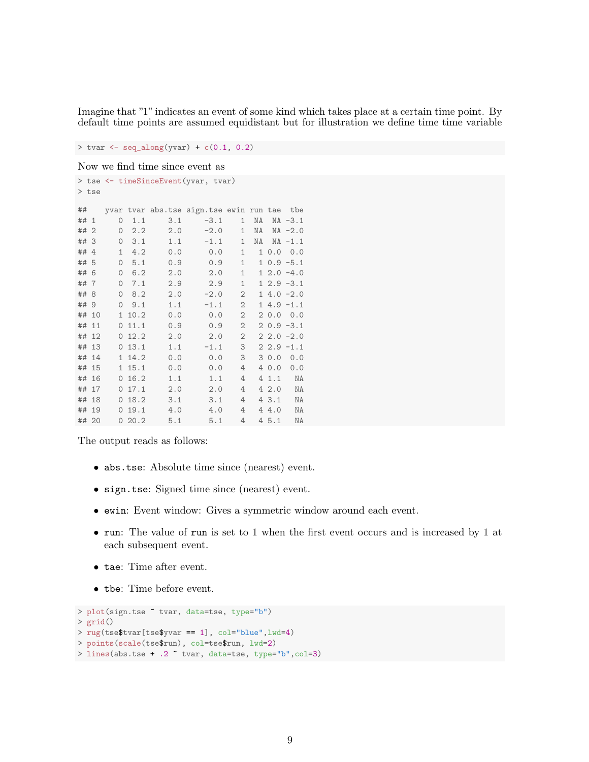Imagine that "1" indicates an event of some kind which takes place at a certain time point. By default time points are assumed equidistant but for illustration we define time time variable

```
> tvar <- seq_along(yvar) + c(0.1, 0.2)
```

Now we find time since event as

```
> tse <- timeSinceEvent(yvar, tvar)
> tse

##    yvar tvar abs.tse sign.tse ewin run tae  tbe
## 1     0  1.1     3.1     -3.1    1  NA  NA -3.1
## 2     0  2.2     2.0     -2.0    1  NA  NA -2.0
## 3     0  3.1     1.1     -1.1    1  NA  NA -1.1
## 4     1  4.2     0.0      0.0    1   1 0.0  0.0
## 5     0  5.1     0.9      0.9    1   1 0.9 -5.1
## 6     0  6.2     2.0      2.0    1   1 2.0 -4.0
## 7     0  7.1     2.9      2.9    1   1 2.9 -3.1
## 8     0  8.2     2.0     -2.0    2   1 4.0 -2.0
## 9     0  9.1     1.1     -1.1    2   1 4.9 -1.1
## 10    1 10.2     0.0      0.0    2   2 0.0  0.0
## 11    0 11.1     0.9      0.9    2   2 0.9 -3.1
## 12    0 12.2     2.0      2.0    2   2 2.0 -2.0
## 13    0 13.1     1.1     -1.1    3   2 2.9 -1.1
## 14    1 14.2     0.0      0.0    3   3 0.0  0.0
## 15    1 15.1     0.0      0.0    4   4 0.0  0.0
## 16    0 16.2     1.1      1.1    4   4 1.1   NA
## 17    0 17.1     2.0      2.0    4   4 2.0   NA
## 18    0 18.2     3.1      3.1    4   4 3.1   NA
## 19    0 19.1     4.0      4.0    4   4 4.0   NA
## 20    0 20.2     5.1      5.1    4   4 5.1   NA
```

The output reads as follows:

- **abs.tse**: Absolute time since (nearest) event.
- **sign.tse**: Signed time since (nearest) event.
- **ewin**: Event window: Gives a symmetric window around each event.
- **run**: The value of **run** is set to 1 when the first event occurs and is increased by 1 at each subsequent event.
- **tae**: Time after event.
- **tbe**: Time before event.

```
> plot(sign.tse ~ tvar, data=tse, type="b")
> grid()
> rug(tse$tvar[tse$yvar == 1], col="blue",lwd=4)
> points(scale(tse$run), col=tse$run, lwd=2)
> lines(abs.tse + .2 ~ tvar, data=tse, type="b",col=3)
```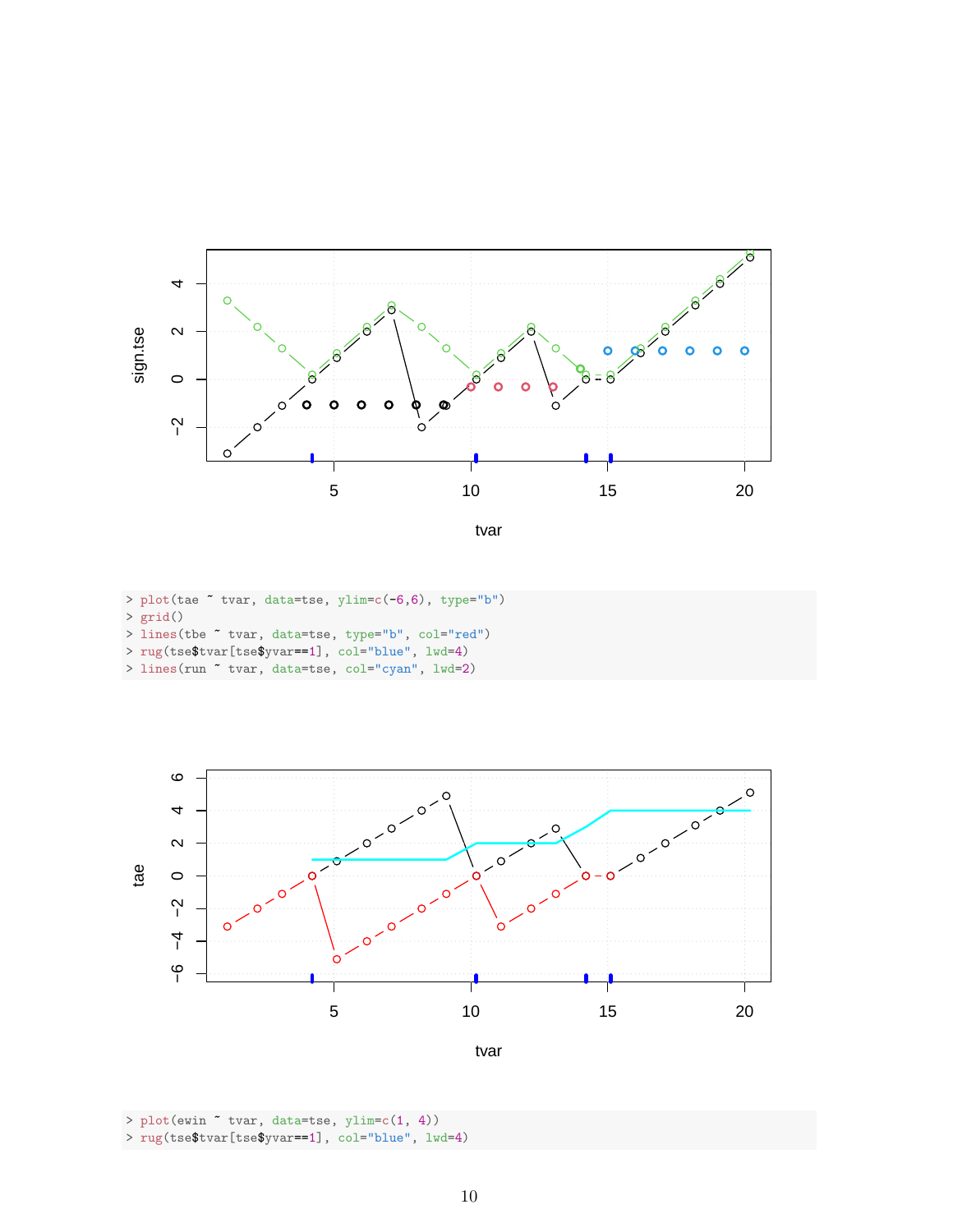```
> plot(tae ~ tvar, data=tse, ylim=c(-6,6), type="b")
> grid()
> lines(tbe ~ tvar, data=tse, type="b", col="red")
> rug(tse$tvar[tse$yvar==1], col="blue", lwd=4)
> lines(run ~ tvar, data=tse, col="cyan", lwd=2)
```

```
> plot(ewin ~ tvar, data=tse, ylim=c(1, 4))
> rug(tse$tvar[tse$yvar==1], col="blue", lwd=4)
```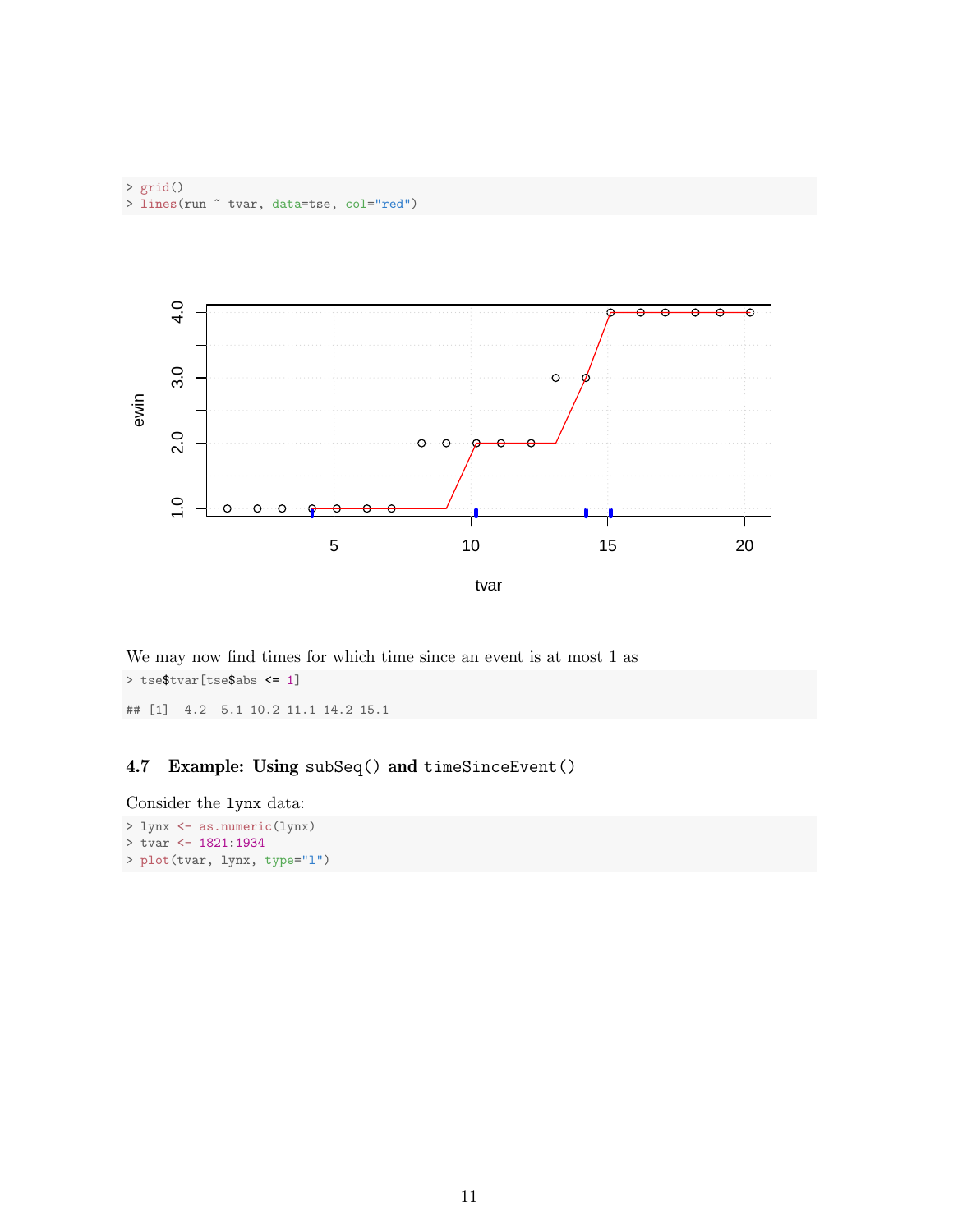```
> grid()
> lines(run ~ tvar, data=tse, col="red")
```

We may now find times for which time since an event is at most 1 as

```
> tse$tvar[tse$abs <= 1]

## [1]  4.2  5.1 10.2 11.1 14.2 15.1
```

## 4.7 Example: Using `subSeq()` and `timeSinceEvent()`

Consider the `lynx` data:

```
> lynx <- as.numeric(lynx)
> tvar <- 1821:1934
> plot(tvar, lynx, type="l")
```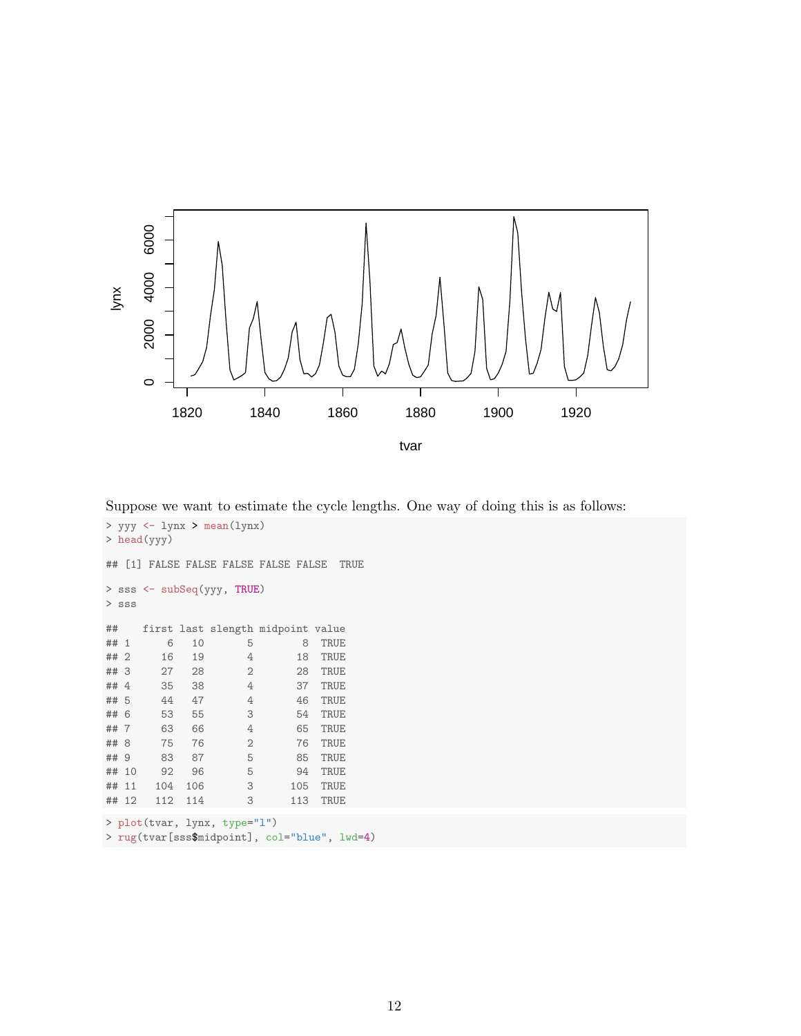Suppose we want to estimate the cycle lengths. One way of doing this is as follows:

```
> yyy <- lynx > mean(lynx)
> head(yyy)

## [1] FALSE FALSE FALSE FALSE FALSE  TRUE

> sss <- subSeq(yyy, TRUE)
> sss

##    first last slength midpoint value
## 1      6   10       5        8  TRUE
## 2     16   19       4       18  TRUE
## 3     27   28       2       28  TRUE
## 4     35   38       4       37  TRUE
## 5     44   47       4       46  TRUE
## 6     53   55       3       54  TRUE
## 7     63   66       4       65  TRUE
## 8     75   76       2       76  TRUE
## 9     83   87       5       85  TRUE
## 10    92   96       5       94  TRUE
## 11   104  106       3      105  TRUE
## 12   112  114       3      113  TRUE
```

```
> plot(tvar, lynx, type="l")
> rug(tvar[sss$midpoint], col="blue", lwd=4)
```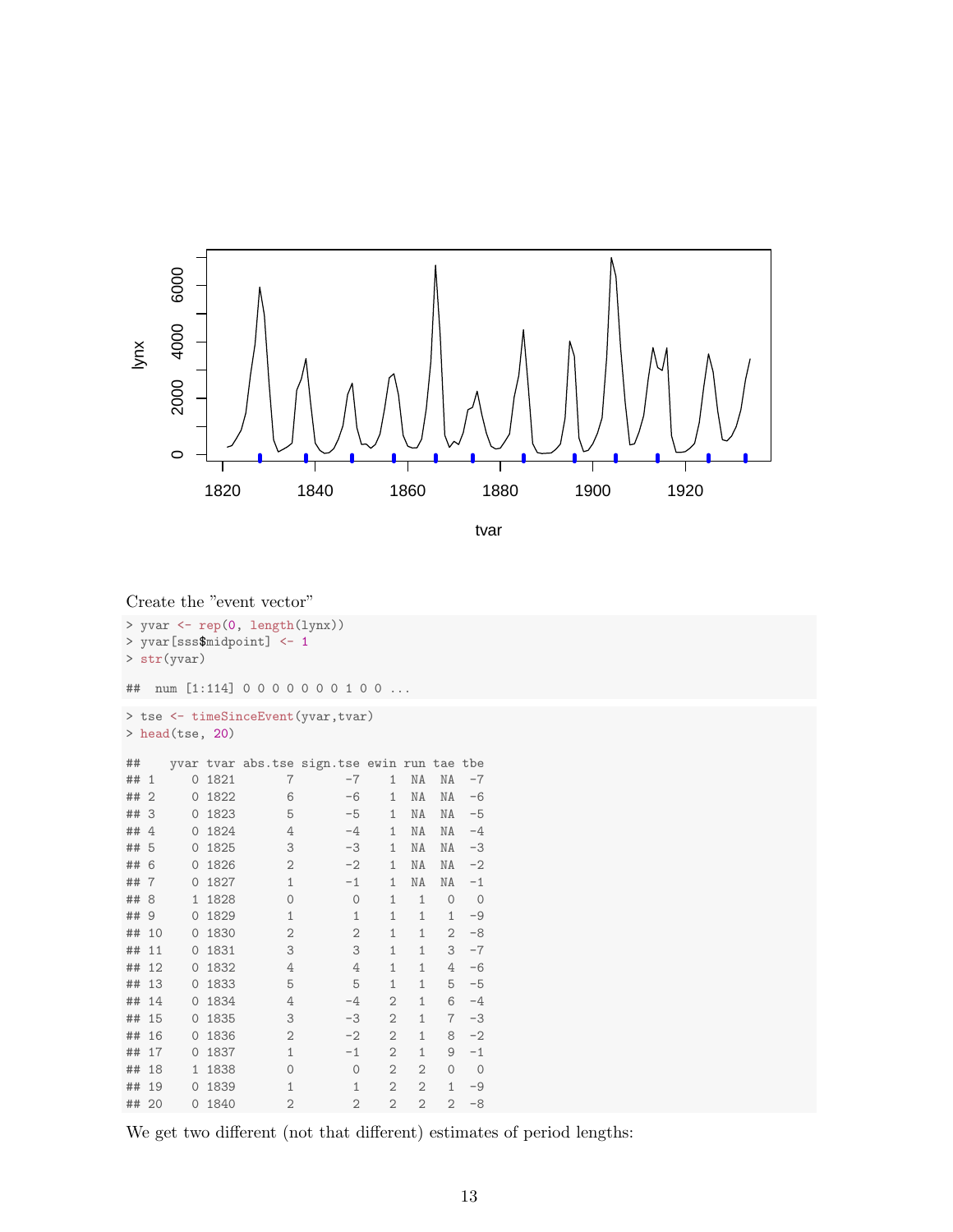Create the "event vector"

```
> yvar <- rep(0, length(lynx))
> yvar[sss$midpoint] <- 1
> str(yvar)

##  num [1:114] 0 0 0 0 0 0 0 1 0 0 ...
```

```
> tse <- timeSinceEvent(yvar,tvar)
> head(tse, 20)

##    yvar tvar abs.tse sign.tse ewin run tae tbe
## 1     0 1821       7       -7    1  NA  NA  -7
## 2     0 1822       6       -6    1  NA  NA  -6
## 3     0 1823       5       -5    1  NA  NA  -5
## 4     0 1824       4       -4    1  NA  NA  -4
## 5     0 1825       3       -3    1  NA  NA  -3
## 6     0 1826       2       -2    1  NA  NA  -2
## 7     0 1827       1       -1    1  NA  NA  -1
## 8     1 1828       0        0    1   1   0   0
## 9     0 1829       1        1    1   1   1  -9
## 10    0 1830       2        2    1   1   2  -8
## 11    0 1831       3        3    1   1   3  -7
## 12    0 1832       4        4    1   1   4  -6
## 13    0 1833       5        5    1   1   5  -5
## 14    0 1834       4       -4    2   1   6  -4
## 15    0 1835       3       -3    2   1   7  -3
## 16    0 1836       2       -2    2   1   8  -2
## 17    0 1837       1       -1    2   1   9  -1
## 18    1 1838       0        0    2   2   0   0
## 19    0 1839       1        1    2   2   1  -9
## 20    0 1840       2        2    2   2   2  -8
```

We get two different (not that different) estimates of period lengths: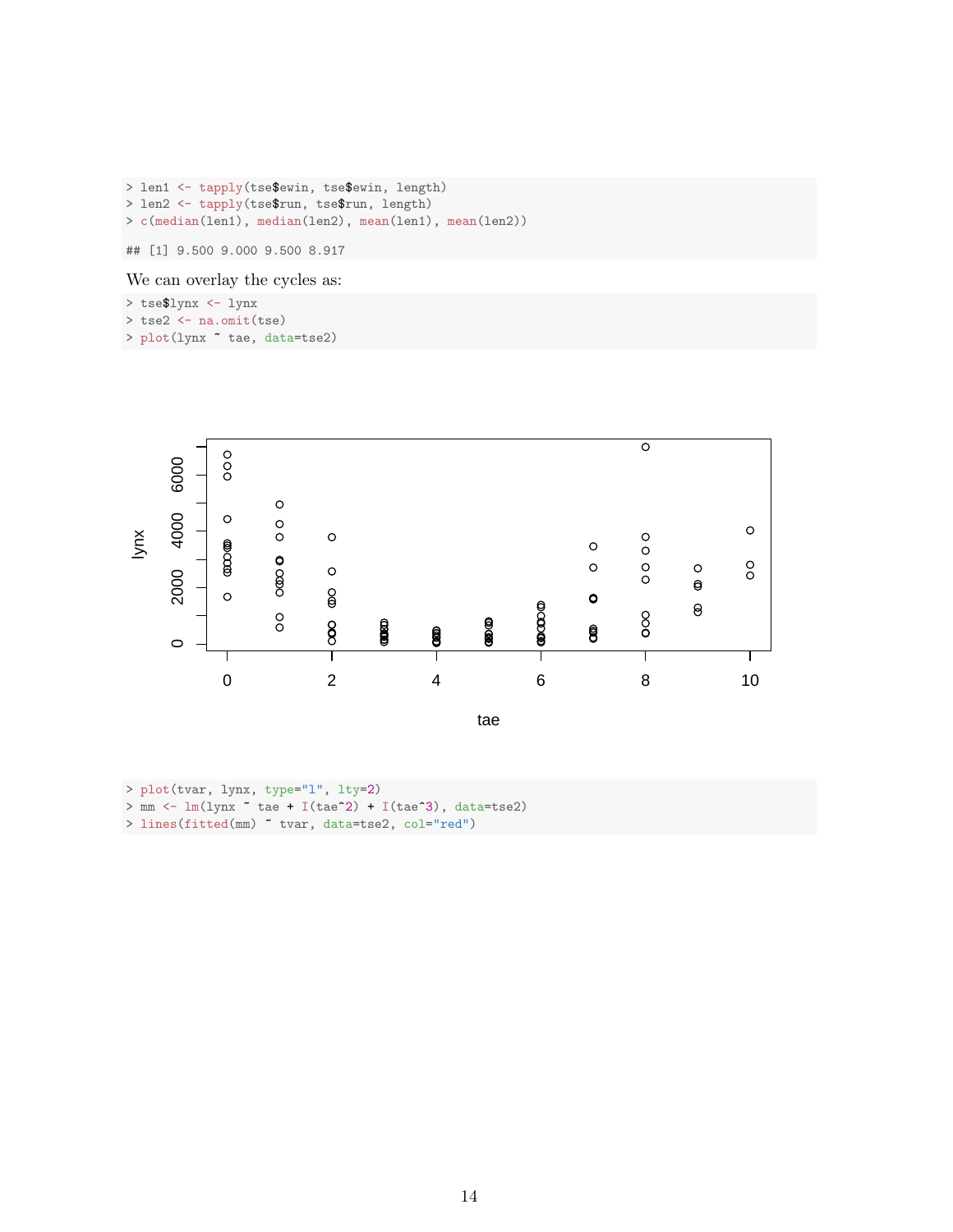```
> len1 <- tapply(tse$ewin, tse$ewin, length)
> len2 <- tapply(tse$run, tse$run, length)
> c(median(len1), median(len2), mean(len1), mean(len2))

## [1] 9.500 9.000 9.500 8.917
```

We can overlay the cycles as:

```
> tse$lynx <- lynx
> tse2 <- na.omit(tse)
> plot(lynx ~ tae, data=tse2)
```

```
> plot(tvar, lynx, type="l", lty=2)
> mm <- lm(lynx ~ tae + I(tae^2) + I(tae^3), data=tse2)
> lines(fitted(mm) ~ tvar, data=tse2, col="red")
```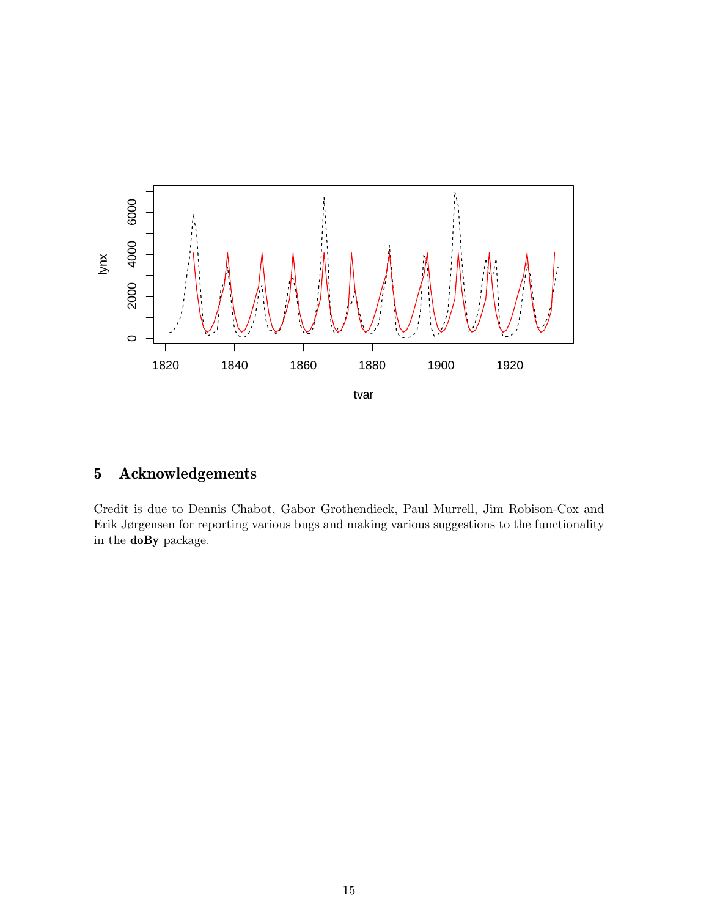lynx

0
2000
4000
6000

1820
1840
1860
1880
1900
1920

tvar

## 5 Acknowledgements

Credit is due to Dennis Chabot, Gabor Grothendieck, Paul Murrell, Jim Robison-Cox and Erik Jørgensen for reporting various bugs and making various suggestions to the functionality in the **doBy** package.